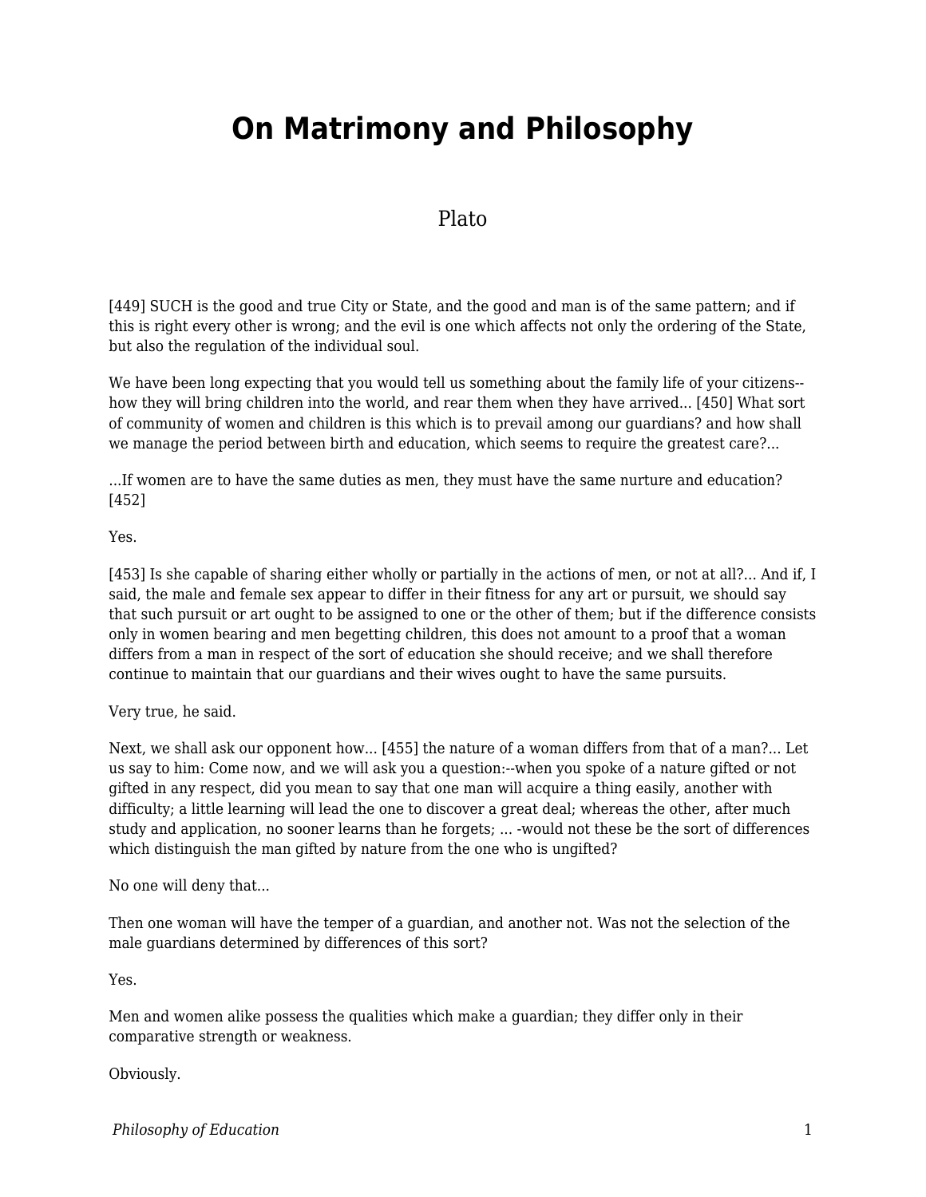# On Matrimony and Philosophy

Plato

[449] SUCH is the good and true City or State, and the good and man is of the same pattern; and if this is right every other is wrong; and the evil is one which affects not only the ordering of the State, but also the regulation of the individual soul.

We have been long expecting that you would tell us something about the family life of your citizens--how they will bring children into the world, and rear them when they have arrived... [450] What sort of community of women and children is this which is to prevail among our guardians? and how shall we manage the period between birth and education, which seems to require the greatest care?...

...If women are to have the same duties as men, they must have the same nurture and education? [452]

Yes.

[453] Is she capable of sharing either wholly or partially in the actions of men, or not at all?... And if, I said, the male and female sex appear to differ in their fitness for any art or pursuit, we should say that such pursuit or art ought to be assigned to one or the other of them; but if the difference consists only in women bearing and men begetting children, this does not amount to a proof that a woman differs from a man in respect of the sort of education she should receive; and we shall therefore continue to maintain that our guardians and their wives ought to have the same pursuits.

Very true, he said.

Next, we shall ask our opponent how... [455] the nature of a woman differs from that of a man?... Let us say to him: Come now, and we will ask you a question:--when you spoke of a nature gifted or not gifted in any respect, did you mean to say that one man will acquire a thing easily, another with difficulty; a little learning will lead the one to discover a great deal; whereas the other, after much study and application, no sooner learns than he forgets; ... -would not these be the sort of differences which distinguish the man gifted by nature from the one who is ungifted?

No one will deny that...

Then one woman will have the temper of a guardian, and another not. Was not the selection of the male guardians determined by differences of this sort?

Yes.

Men and women alike possess the qualities which make a guardian; they differ only in their comparative strength or weakness.

Obviously.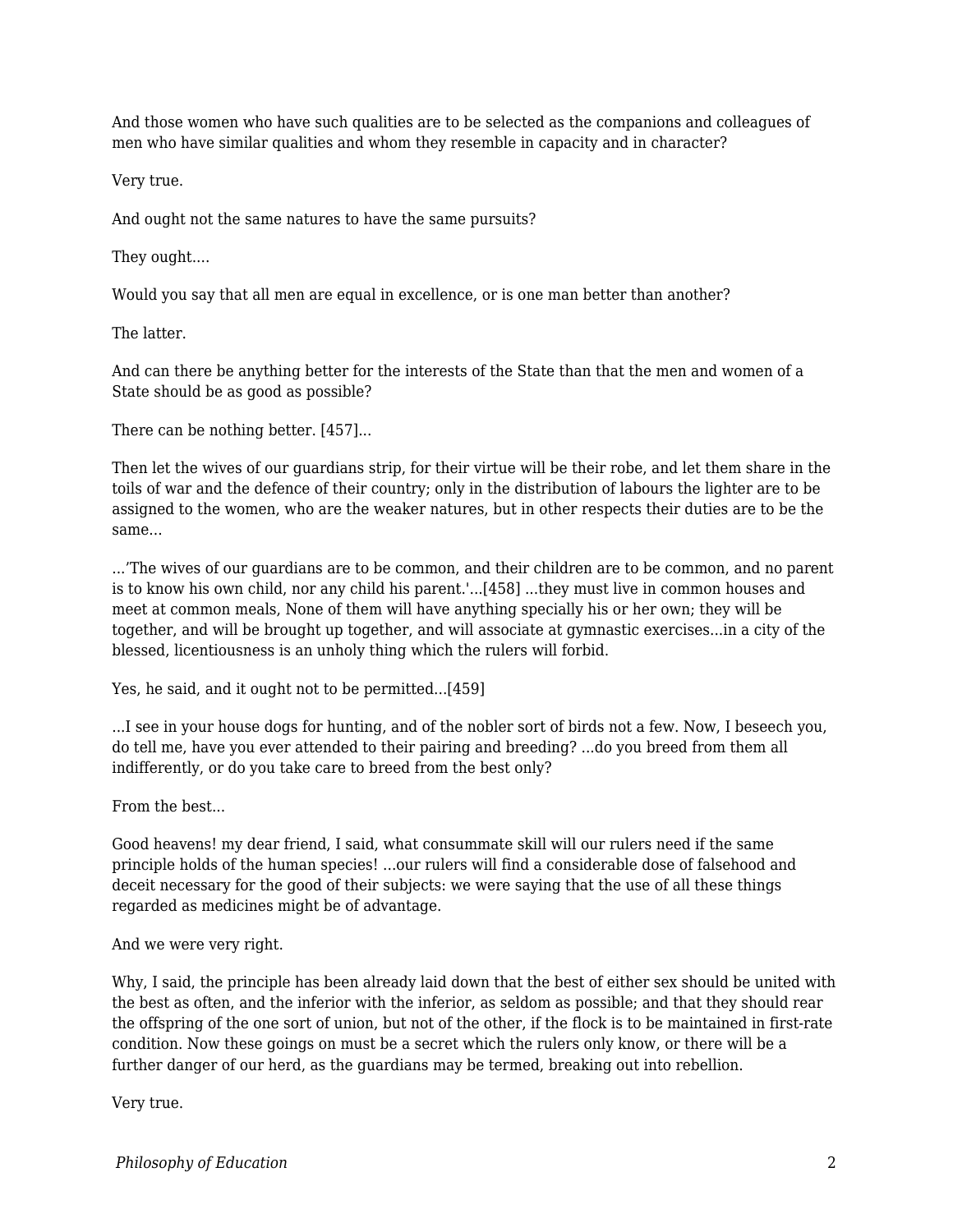And those women who have such qualities are to be selected as the companions and colleagues of men who have similar qualities and whom they resemble in capacity and in character?

Very true.

And ought not the same natures to have the same pursuits?

They ought....

Would you say that all men are equal in excellence, or is one man better than another?

The latter.

And can there be anything better for the interests of the State than that the men and women of a State should be as good as possible?

There can be nothing better. [457]...

Then let the wives of our guardians strip, for their virtue will be their robe, and let them share in the toils of war and the defence of their country; only in the distribution of labours the lighter are to be assigned to the women, who are the weaker natures, but in other respects their duties are to be the same...

...'The wives of our guardians are to be common, and their children are to be common, and no parent is to know his own child, nor any child his parent.'...[458] ...they must live in common houses and meet at common meals, None of them will have anything specially his or her own; they will be together, and will be brought up together, and will associate at gymnastic exercises...in a city of the blessed, licentiousness is an unholy thing which the rulers will forbid.

Yes, he said, and it ought not to be permitted...[459]

...I see in your house dogs for hunting, and of the nobler sort of birds not a few. Now, I beseech you, do tell me, have you ever attended to their pairing and breeding? ...do you breed from them all indifferently, or do you take care to breed from the best only?

From the best...

Good heavens! my dear friend, I said, what consummate skill will our rulers need if the same principle holds of the human species! ...our rulers will find a considerable dose of falsehood and deceit necessary for the good of their subjects: we were saying that the use of all these things regarded as medicines might be of advantage.

And we were very right.

Why, I said, the principle has been already laid down that the best of either sex should be united with the best as often, and the inferior with the inferior, as seldom as possible; and that they should rear the offspring of the one sort of union, but not of the other, if the flock is to be maintained in first-rate condition. Now these goings on must be a secret which the rulers only know, or there will be a further danger of our herd, as the guardians may be termed, breaking out into rebellion.

Very true.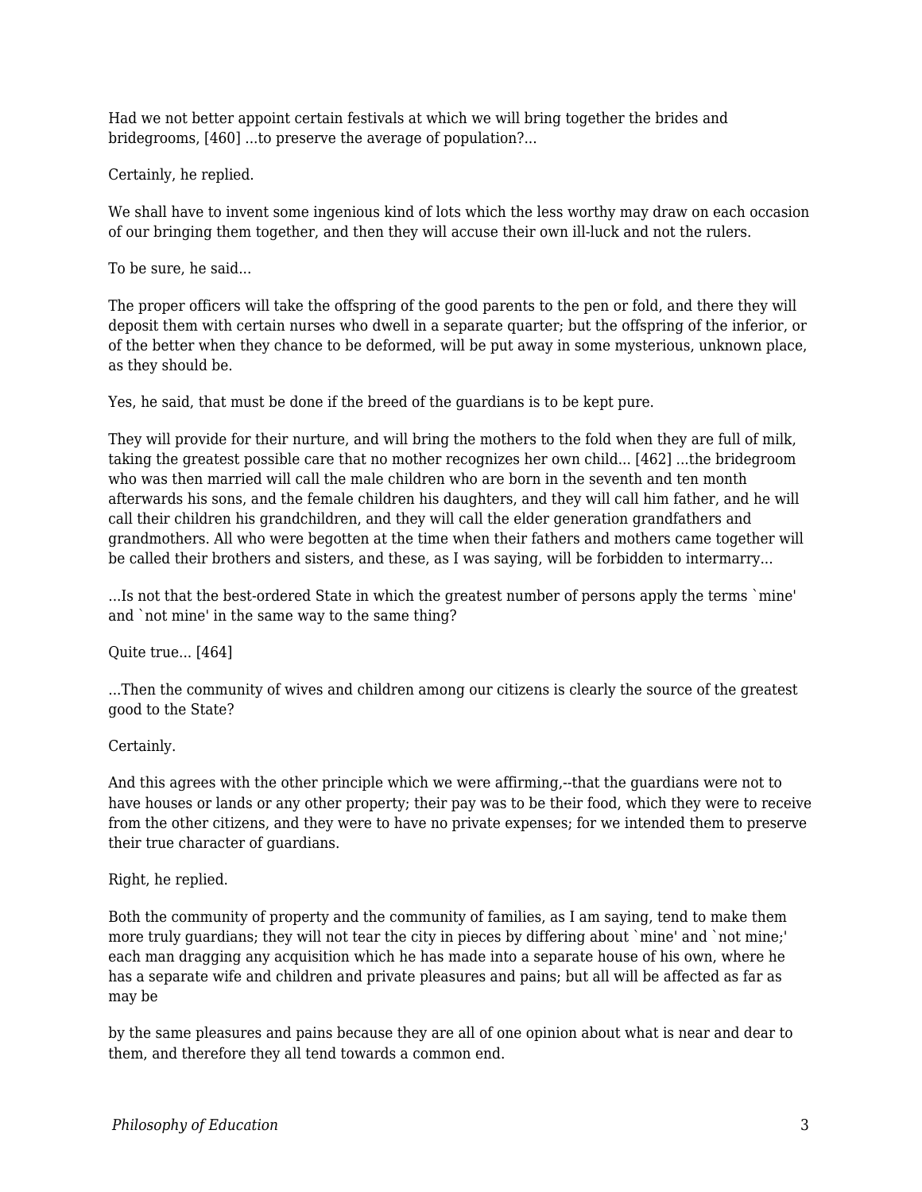Had we not better appoint certain festivals at which we will bring together the brides and bridegrooms, [460] ...to preserve the average of population?...

Certainly, he replied.

We shall have to invent some ingenious kind of lots which the less worthy may draw on each occasion of our bringing them together, and then they will accuse their own ill-luck and not the rulers.

To be sure, he said...

The proper officers will take the offspring of the good parents to the pen or fold, and there they will deposit them with certain nurses who dwell in a separate quarter; but the offspring of the inferior, or of the better when they chance to be deformed, will be put away in some mysterious, unknown place, as they should be.

Yes, he said, that must be done if the breed of the guardians is to be kept pure.

They will provide for their nurture, and will bring the mothers to the fold when they are full of milk, taking the greatest possible care that no mother recognizes her own child... [462] ...the bridegroom who was then married will call the male children who are born in the seventh and ten month afterwards his sons, and the female children his daughters, and they will call him father, and he will call their children his grandchildren, and they will call the elder generation grandfathers and grandmothers. All who were begotten at the time when their fathers and mothers came together will be called their brothers and sisters, and these, as I was saying, will be forbidden to intermarry...

...Is not that the best-ordered State in which the greatest number of persons apply the terms `mine' and `not mine' in the same way to the same thing?

Quite true... [464]

...Then the community of wives and children among our citizens is clearly the source of the greatest good to the State?

Certainly.

And this agrees with the other principle which we were affirming,--that the guardians were not to have houses or lands or any other property; their pay was to be their food, which they were to receive from the other citizens, and they were to have no private expenses; for we intended them to preserve their true character of guardians.

Right, he replied.

Both the community of property and the community of families, as I am saying, tend to make them more truly guardians; they will not tear the city in pieces by differing about `mine' and `not mine;' each man dragging any acquisition which he has made into a separate house of his own, where he has a separate wife and children and private pleasures and pains; but all will be affected as far as may be by the same pleasures and pains because they are all of one opinion about what is near and dear to them, and therefore they all tend towards a common end.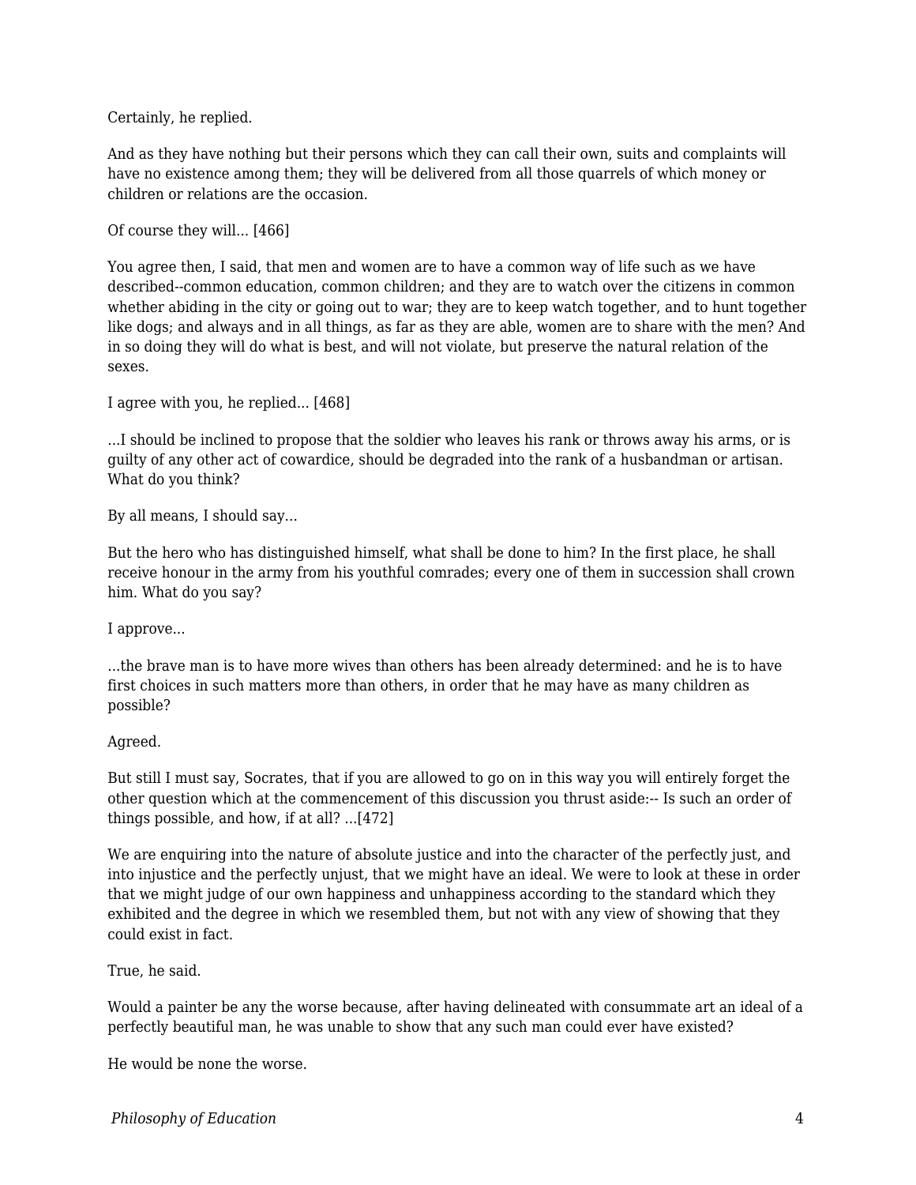Certainly, he replied.

And as they have nothing but their persons which they can call their own, suits and complaints will have no existence among them; they will be delivered from all those quarrels of which money or children or relations are the occasion.

Of course they will... [466]

You agree then, I said, that men and women are to have a common way of life such as we have described--common education, common children; and they are to watch over the citizens in common whether abiding in the city or going out to war; they are to keep watch together, and to hunt together like dogs; and always and in all things, as far as they are able, women are to share with the men? And in so doing they will do what is best, and will not violate, but preserve the natural relation of the sexes.

I agree with you, he replied... [468]

...I should be inclined to propose that the soldier who leaves his rank or throws away his arms, or is guilty of any other act of cowardice, should be degraded into the rank of a husbandman or artisan. What do you think?

By all means, I should say...

But the hero who has distinguished himself, what shall be done to him? In the first place, he shall receive honour in the army from his youthful comrades; every one of them in succession shall crown him. What do you say?

I approve...

...the brave man is to have more wives than others has been already determined: and he is to have first choices in such matters more than others, in order that he may have as many children as possible?

Agreed.

But still I must say, Socrates, that if you are allowed to go on in this way you will entirely forget the other question which at the commencement of this discussion you thrust aside:-- Is such an order of things possible, and how, if at all? ...[472]

We are enquiring into the nature of absolute justice and into the character of the perfectly just, and into injustice and the perfectly unjust, that we might have an ideal. We were to look at these in order that we might judge of our own happiness and unhappiness according to the standard which they exhibited and the degree in which we resembled them, but not with any view of showing that they could exist in fact.

True, he said.

Would a painter be any the worse because, after having delineated with consummate art an ideal of a perfectly beautiful man, he was unable to show that any such man could ever have existed?

He would be none the worse.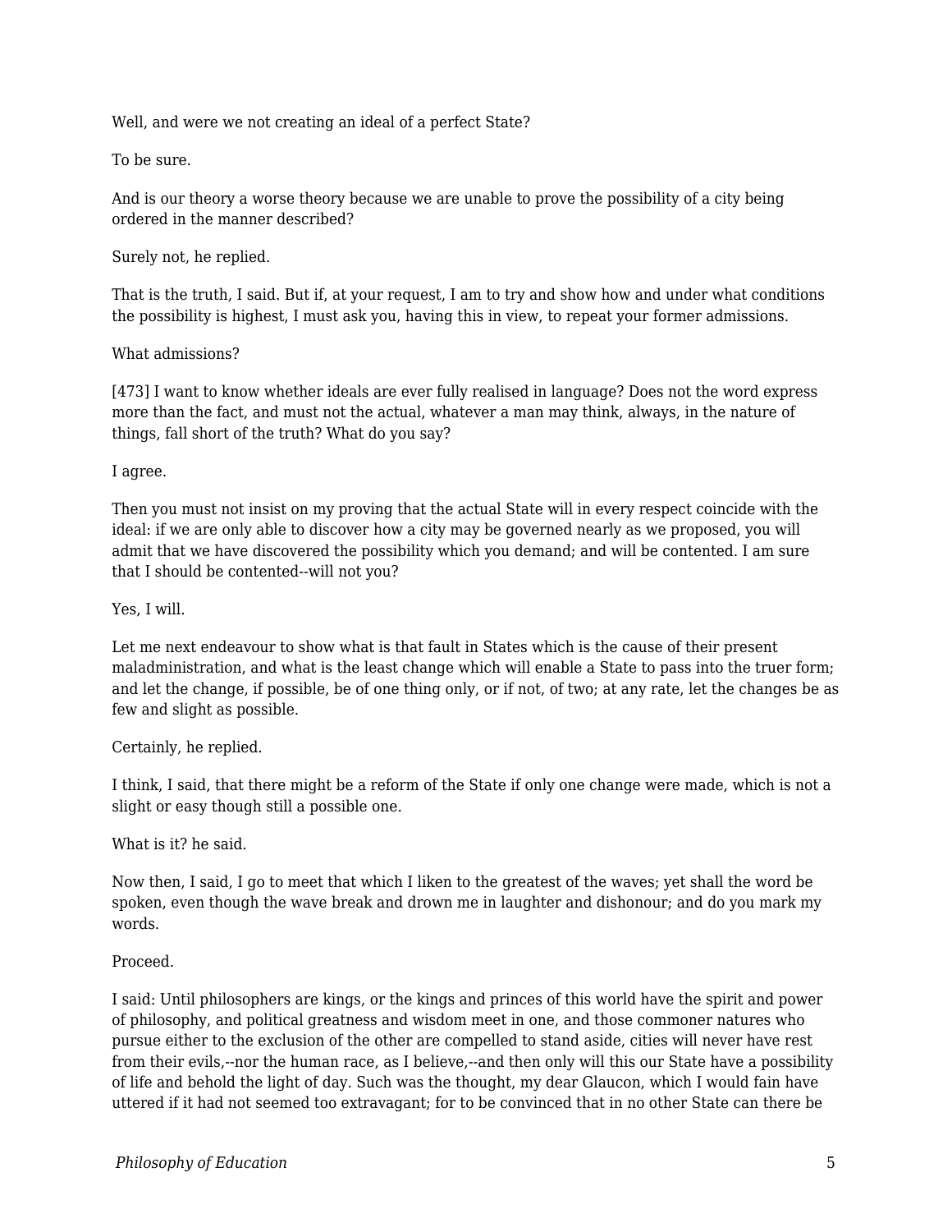Well, and were we not creating an ideal of a perfect State?

To be sure.

And is our theory a worse theory because we are unable to prove the possibility of a city being ordered in the manner described?

Surely not, he replied.

That is the truth, I said. But if, at your request, I am to try and show how and under what conditions the possibility is highest, I must ask you, having this in view, to repeat your former admissions.

What admissions?

[473] I want to know whether ideals are ever fully realised in language? Does not the word express more than the fact, and must not the actual, whatever a man may think, always, in the nature of things, fall short of the truth? What do you say?

I agree.

Then you must not insist on my proving that the actual State will in every respect coincide with the ideal: if we are only able to discover how a city may be governed nearly as we proposed, you will admit that we have discovered the possibility which you demand; and will be contented. I am sure that I should be contented--will not you?

Yes, I will.

Let me next endeavour to show what is that fault in States which is the cause of their present maladministration, and what is the least change which will enable a State to pass into the truer form; and let the change, if possible, be of one thing only, or if not, of two; at any rate, let the changes be as few and slight as possible.

Certainly, he replied.

I think, I said, that there might be a reform of the State if only one change were made, which is not a slight or easy though still a possible one.

What is it? he said.

Now then, I said, I go to meet that which I liken to the greatest of the waves; yet shall the word be spoken, even though the wave break and drown me in laughter and dishonour; and do you mark my words.

Proceed.

I said: Until philosophers are kings, or the kings and princes of this world have the spirit and power of philosophy, and political greatness and wisdom meet in one, and those commoner natures who pursue either to the exclusion of the other are compelled to stand aside, cities will never have rest from their evils,--nor the human race, as I believe,--and then only will this our State have a possibility of life and behold the light of day. Such was the thought, my dear Glaucon, which I would fain have uttered if it had not seemed too extravagant; for to be convinced that in no other State can there be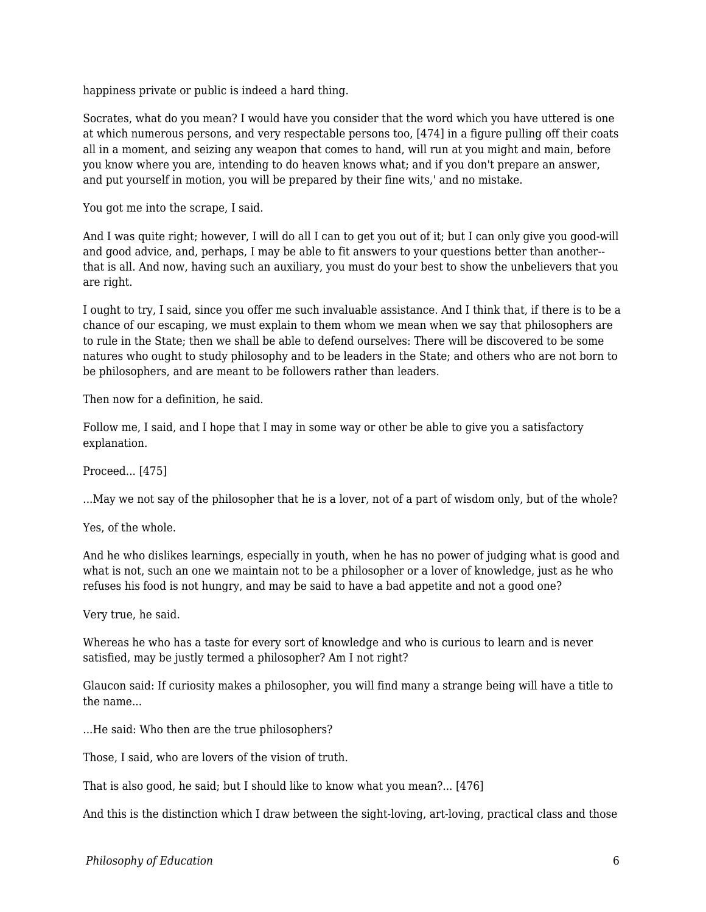happiness private or public is indeed a hard thing.

Socrates, what do you mean? I would have you consider that the word which you have uttered is one at which numerous persons, and very respectable persons too, [474] in a figure pulling off their coats all in a moment, and seizing any weapon that comes to hand, will run at you might and main, before you know where you are, intending to do heaven knows what; and if you don't prepare an answer, and put yourself in motion, you will be prepared by their fine wits,' and no mistake.

You got me into the scrape, I said.

And I was quite right; however, I will do all I can to get you out of it; but I can only give you good-will and good advice, and, perhaps, I may be able to fit answers to your questions better than another--that is all. And now, having such an auxiliary, you must do your best to show the unbelievers that you are right.

I ought to try, I said, since you offer me such invaluable assistance. And I think that, if there is to be a chance of our escaping, we must explain to them whom we mean when we say that philosophers are to rule in the State; then we shall be able to defend ourselves: There will be discovered to be some natures who ought to study philosophy and to be leaders in the State; and others who are not born to be philosophers, and are meant to be followers rather than leaders.

Then now for a definition, he said.

Follow me, I said, and I hope that I may in some way or other be able to give you a satisfactory explanation.

Proceed... [475]

...May we not say of the philosopher that he is a lover, not of a part of wisdom only, but of the whole?

Yes, of the whole.

And he who dislikes learnings, especially in youth, when he has no power of judging what is good and what is not, such an one we maintain not to be a philosopher or a lover of knowledge, just as he who refuses his food is not hungry, and may be said to have a bad appetite and not a good one?

Very true, he said.

Whereas he who has a taste for every sort of knowledge and who is curious to learn and is never satisfied, may be justly termed a philosopher? Am I not right?

Glaucon said: If curiosity makes a philosopher, you will find many a strange being will have a title to the name...

...He said: Who then are the true philosophers?

Those, I said, who are lovers of the vision of truth.

That is also good, he said; but I should like to know what you mean?... [476]

And this is the distinction which I draw between the sight-loving, art-loving, practical class and those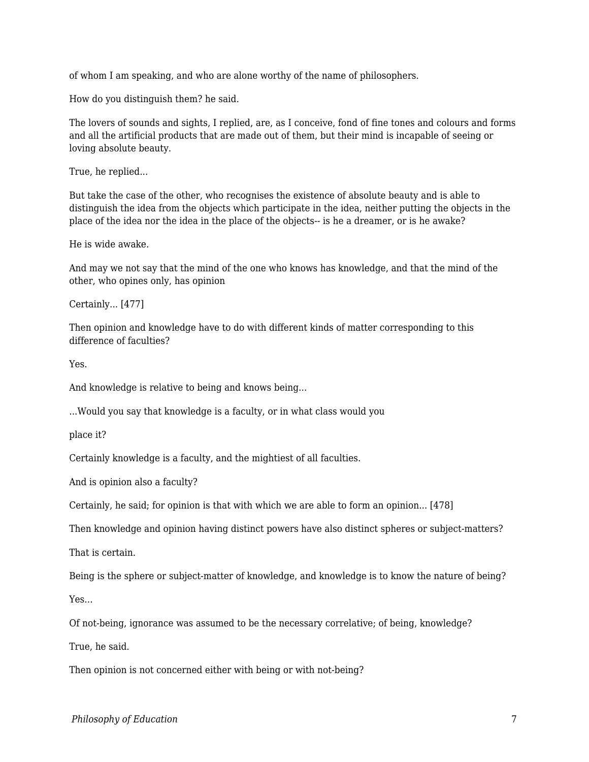of whom I am speaking, and who are alone worthy of the name of philosophers.

How do you distinguish them? he said.

The lovers of sounds and sights, I replied, are, as I conceive, fond of fine tones and colours and forms and all the artificial products that are made out of them, but their mind is incapable of seeing or loving absolute beauty.

True, he replied...

But take the case of the other, who recognises the existence of absolute beauty and is able to distinguish the idea from the objects which participate in the idea, neither putting the objects in the place of the idea nor the idea in the place of the objects-- is he a dreamer, or is he awake?

He is wide awake.

And may we not say that the mind of the one who knows has knowledge, and that the mind of the other, who opines only, has opinion

Certainly... [477]

Then opinion and knowledge have to do with different kinds of matter corresponding to this difference of faculties?

Yes.

And knowledge is relative to being and knows being...

...Would you say that knowledge is a faculty, or in what class would you

place it?

Certainly knowledge is a faculty, and the mightiest of all faculties.

And is opinion also a faculty?

Certainly, he said; for opinion is that with which we are able to form an opinion... [478]

Then knowledge and opinion having distinct powers have also distinct spheres or subject-matters?

That is certain.

Being is the sphere or subject-matter of knowledge, and knowledge is to know the nature of being?

Yes...

Of not-being, ignorance was assumed to be the necessary correlative; of being, knowledge?

True, he said.

Then opinion is not concerned either with being or with not-being?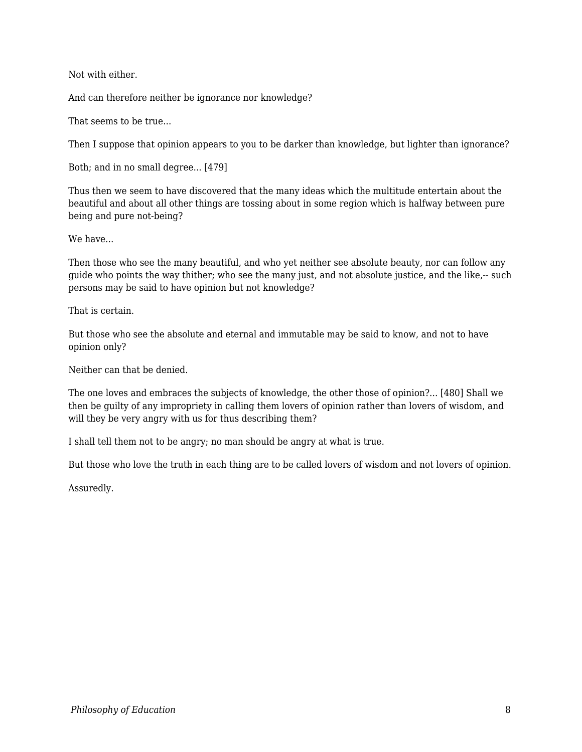Not with either.

And can therefore neither be ignorance nor knowledge?

That seems to be true...

Then I suppose that opinion appears to you to be darker than knowledge, but lighter than ignorance?

Both; and in no small degree... [479]

Thus then we seem to have discovered that the many ideas which the multitude entertain about the beautiful and about all other things are tossing about in some region which is halfway between pure being and pure not-being?

We have...

Then those who see the many beautiful, and who yet neither see absolute beauty, nor can follow any guide who points the way thither; who see the many just, and not absolute justice, and the like,-- such persons may be said to have opinion but not knowledge?

That is certain.

But those who see the absolute and eternal and immutable may be said to know, and not to have opinion only?

Neither can that be denied.

The one loves and embraces the subjects of knowledge, the other those of opinion?... [480] Shall we then be guilty of any impropriety in calling them lovers of opinion rather than lovers of wisdom, and will they be very angry with us for thus describing them?

I shall tell them not to be angry; no man should be angry at what is true.

But those who love the truth in each thing are to be called lovers of wisdom and not lovers of opinion.

Assuredly.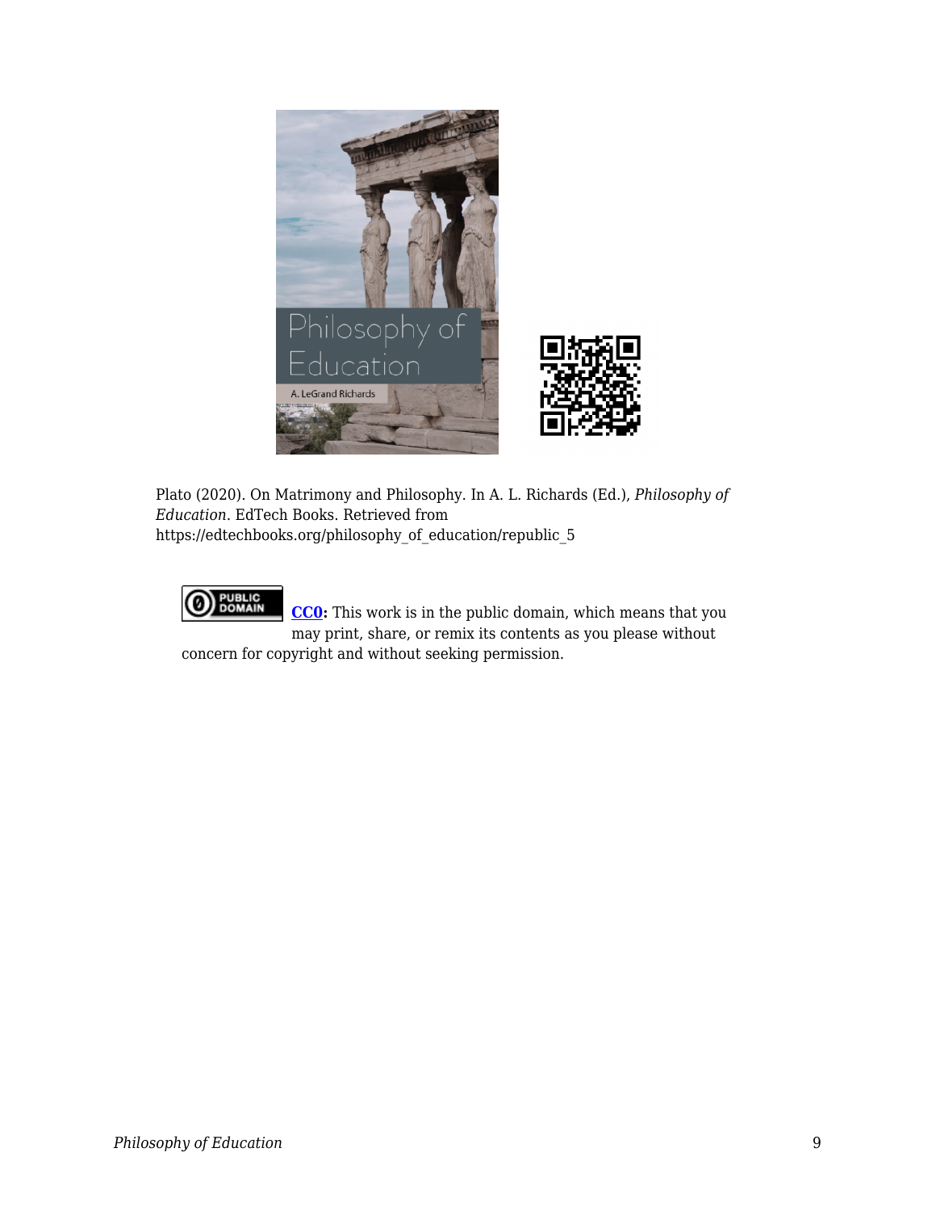Plato (2020). On Matrimony and Philosophy. In A. L. Richards (Ed.), *Philosophy of Education*. EdTech Books. Retrieved from https://edtechbooks.org/philosophy_of_education/republic_5

**CC0:** This work is in the public domain, which means that you may print, share, or remix its contents as you please without concern for copyright and without seeking permission.